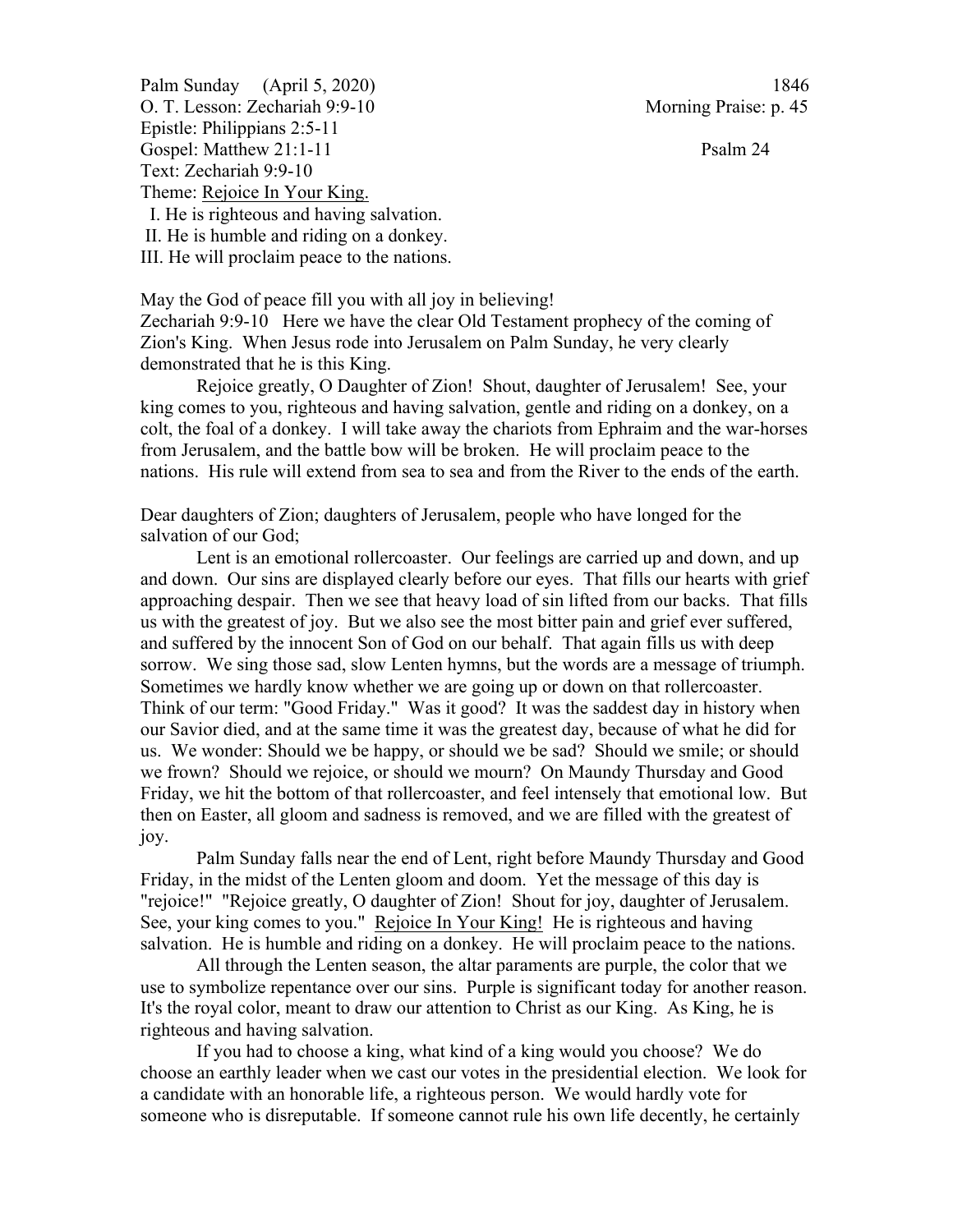Palm Sunday (April 5, 2020) 1846
O. T. Lesson: Zechariah 9:9-10 Morning Praise: p. 45
Epistle: Philippians 2:5-11
Gospel: Matthew 21:1-11 Psalm 24
Text: Zechariah 9:9-10
Theme: <u>Rejoice In Your King.</u>

I. He is righteous and having salvation.
II. He is humble and riding on a donkey.
III. He will proclaim peace to the nations.

May the God of peace fill you with all joy in believing!
Zechariah 9:9-10 Here we have the clear Old Testament prophecy of the coming of Zion's King. When Jesus rode into Jerusalem on Palm Sunday, he very clearly demonstrated that he is this King.

Rejoice greatly, O Daughter of Zion! Shout, daughter of Jerusalem! See, your king comes to you, righteous and having salvation, gentle and riding on a donkey, on a colt, the foal of a donkey. I will take away the chariots from Ephraim and the war-horses from Jerusalem, and the battle bow will be broken. He will proclaim peace to the nations. His rule will extend from sea to sea and from the River to the ends of the earth.

Dear daughters of Zion; daughters of Jerusalem, people who have longed for the salvation of our God;

Lent is an emotional rollercoaster. Our feelings are carried up and down, and up and down. Our sins are displayed clearly before our eyes. That fills our hearts with grief approaching despair. Then we see that heavy load of sin lifted from our backs. That fills us with the greatest of joy. But we also see the most bitter pain and grief ever suffered, and suffered by the innocent Son of God on our behalf. That again fills us with deep sorrow. We sing those sad, slow Lenten hymns, but the words are a message of triumph. Sometimes we hardly know whether we are going up or down on that rollercoaster. Think of our term: "Good Friday." Was it good? It was the saddest day in history when our Savior died, and at the same time it was the greatest day, because of what he did for us. We wonder: Should we be happy, or should we be sad? Should we smile; or should we frown? Should we rejoice, or should we mourn? On Maundy Thursday and Good Friday, we hit the bottom of that rollercoaster, and feel intensely that emotional low. But then on Easter, all gloom and sadness is removed, and we are filled with the greatest of joy.

Palm Sunday falls near the end of Lent, right before Maundy Thursday and Good Friday, in the midst of the Lenten gloom and doom. Yet the message of this day is "rejoice!" "Rejoice greatly, O daughter of Zion! Shout for joy, daughter of Jerusalem. See, your king comes to you." <u>Rejoice In Your King!</u> He is righteous and having salvation. He is humble and riding on a donkey. He will proclaim peace to the nations.

All through the Lenten season, the altar paraments are purple, the color that we use to symbolize repentance over our sins. Purple is significant today for another reason. It's the royal color, meant to draw our attention to Christ as our King. As King, he is righteous and having salvation.

If you had to choose a king, what kind of a king would you choose? We do choose an earthly leader when we cast our votes in the presidential election. We look for a candidate with an honorable life, a righteous person. We would hardly vote for someone who is disreputable. If someone cannot rule his own life decently, he certainly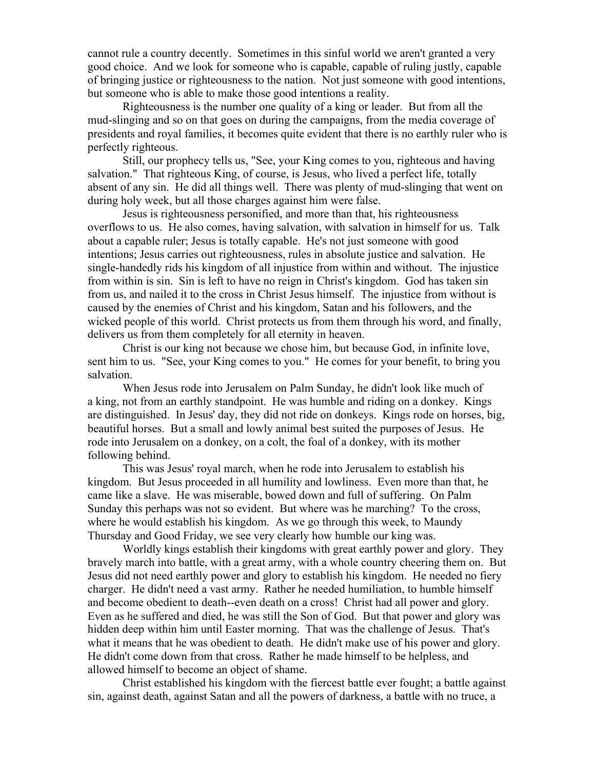cannot rule a country decently. Sometimes in this sinful world we aren't granted a very good choice. And we look for someone who is capable, capable of ruling justly, capable of bringing justice or righteousness to the nation. Not just someone with good intentions, but someone who is able to make those good intentions a reality.

Righteousness is the number one quality of a king or leader. But from all the mud-slinging and so on that goes on during the campaigns, from the media coverage of presidents and royal families, it becomes quite evident that there is no earthly ruler who is perfectly righteous.

Still, our prophecy tells us, "See, your King comes to you, righteous and having salvation." That righteous King, of course, is Jesus, who lived a perfect life, totally absent of any sin. He did all things well. There was plenty of mud-slinging that went on during holy week, but all those charges against him were false.

Jesus is righteousness personified, and more than that, his righteousness overflows to us. He also comes, having salvation, with salvation in himself for us. Talk about a capable ruler; Jesus is totally capable. He's not just someone with good intentions; Jesus carries out righteousness, rules in absolute justice and salvation. He single-handedly rids his kingdom of all injustice from within and without. The injustice from within is sin. Sin is left to have no reign in Christ's kingdom. God has taken sin from us, and nailed it to the cross in Christ Jesus himself. The injustice from without is caused by the enemies of Christ and his kingdom, Satan and his followers, and the wicked people of this world. Christ protects us from them through his word, and finally, delivers us from them completely for all eternity in heaven.

Christ is our king not because we chose him, but because God, in infinite love, sent him to us. "See, your King comes to you." He comes for your benefit, to bring you salvation.

When Jesus rode into Jerusalem on Palm Sunday, he didn't look like much of a king, not from an earthly standpoint. He was humble and riding on a donkey. Kings are distinguished. In Jesus' day, they did not ride on donkeys. Kings rode on horses, big, beautiful horses. But a small and lowly animal best suited the purposes of Jesus. He rode into Jerusalem on a donkey, on a colt, the foal of a donkey, with its mother following behind.

This was Jesus' royal march, when he rode into Jerusalem to establish his kingdom. But Jesus proceeded in all humility and lowliness. Even more than that, he came like a slave. He was miserable, bowed down and full of suffering. On Palm Sunday this perhaps was not so evident. But where was he marching? To the cross, where he would establish his kingdom. As we go through this week, to Maundy Thursday and Good Friday, we see very clearly how humble our king was.

Worldly kings establish their kingdoms with great earthly power and glory. They bravely march into battle, with a great army, with a whole country cheering them on. But Jesus did not need earthly power and glory to establish his kingdom. He needed no fiery charger. He didn't need a vast army. Rather he needed humiliation, to humble himself and become obedient to death--even death on a cross! Christ had all power and glory. Even as he suffered and died, he was still the Son of God. But that power and glory was hidden deep within him until Easter morning. That was the challenge of Jesus. That's what it means that he was obedient to death. He didn't make use of his power and glory. He didn't come down from that cross. Rather he made himself to be helpless, and allowed himself to become an object of shame.

Christ established his kingdom with the fiercest battle ever fought; a battle against sin, against death, against Satan and all the powers of darkness, a battle with no truce, a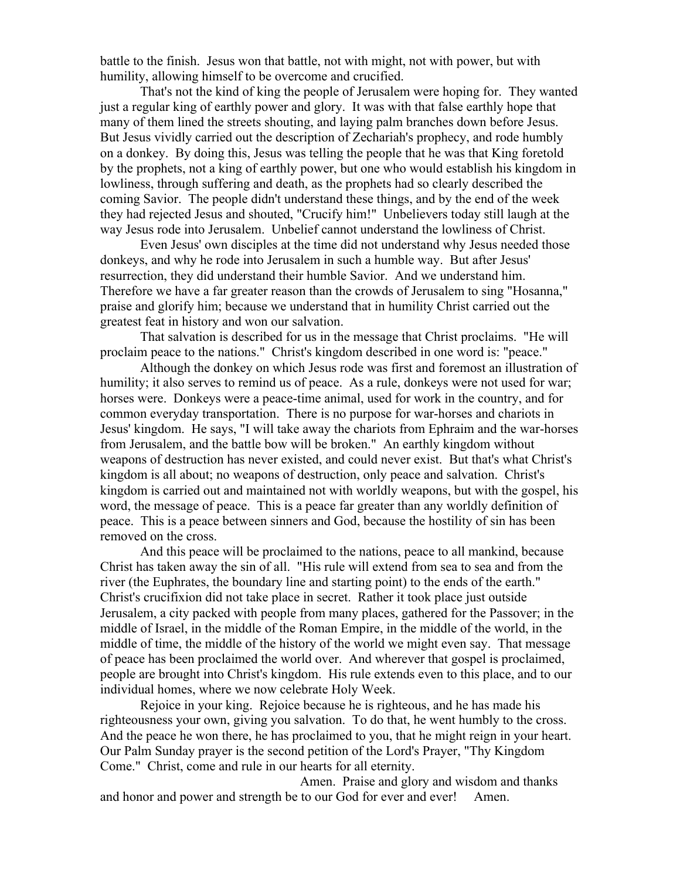battle to the finish. Jesus won that battle, not with might, not with power, but with humility, allowing himself to be overcome and crucified.

That's not the kind of king the people of Jerusalem were hoping for. They wanted just a regular king of earthly power and glory. It was with that false earthly hope that many of them lined the streets shouting, and laying palm branches down before Jesus. But Jesus vividly carried out the description of Zechariah's prophecy, and rode humbly on a donkey. By doing this, Jesus was telling the people that he was that King foretold by the prophets, not a king of earthly power, but one who would establish his kingdom in lowliness, through suffering and death, as the prophets had so clearly described the coming Savior. The people didn't understand these things, and by the end of the week they had rejected Jesus and shouted, "Crucify him!" Unbelievers today still laugh at the way Jesus rode into Jerusalem. Unbelief cannot understand the lowliness of Christ.

Even Jesus' own disciples at the time did not understand why Jesus needed those donkeys, and why he rode into Jerusalem in such a humble way. But after Jesus' resurrection, they did understand their humble Savior. And we understand him. Therefore we have a far greater reason than the crowds of Jerusalem to sing "Hosanna," praise and glorify him; because we understand that in humility Christ carried out the greatest feat in history and won our salvation.

That salvation is described for us in the message that Christ proclaims. "He will proclaim peace to the nations." Christ's kingdom described in one word is: "peace."

Although the donkey on which Jesus rode was first and foremost an illustration of humility; it also serves to remind us of peace. As a rule, donkeys were not used for war; horses were. Donkeys were a peace-time animal, used for work in the country, and for common everyday transportation. There is no purpose for war-horses and chariots in Jesus' kingdom. He says, "I will take away the chariots from Ephraim and the war-horses from Jerusalem, and the battle bow will be broken." An earthly kingdom without weapons of destruction has never existed, and could never exist. But that's what Christ's kingdom is all about; no weapons of destruction, only peace and salvation. Christ's kingdom is carried out and maintained not with worldly weapons, but with the gospel, his word, the message of peace. This is a peace far greater than any worldly definition of peace. This is a peace between sinners and God, because the hostility of sin has been removed on the cross.

And this peace will be proclaimed to the nations, peace to all mankind, because Christ has taken away the sin of all. "His rule will extend from sea to sea and from the river (the Euphrates, the boundary line and starting point) to the ends of the earth." Christ's crucifixion did not take place in secret. Rather it took place just outside Jerusalem, a city packed with people from many places, gathered for the Passover; in the middle of Israel, in the middle of the Roman Empire, in the middle of the world, in the middle of time, the middle of the history of the world we might even say. That message of peace has been proclaimed the world over. And wherever that gospel is proclaimed, people are brought into Christ's kingdom. His rule extends even to this place, and to our individual homes, where we now celebrate Holy Week.

Rejoice in your king. Rejoice because he is righteous, and he has made his righteousness your own, giving you salvation. To do that, he went humbly to the cross. And the peace he won there, he has proclaimed to you, that he might reign in your heart. Our Palm Sunday prayer is the second petition of the Lord's Prayer, "Thy Kingdom Come." Christ, come and rule in our hearts for all eternity.

Amen. Praise and glory and wisdom and thanks and honor and power and strength be to our God for ever and ever! Amen.